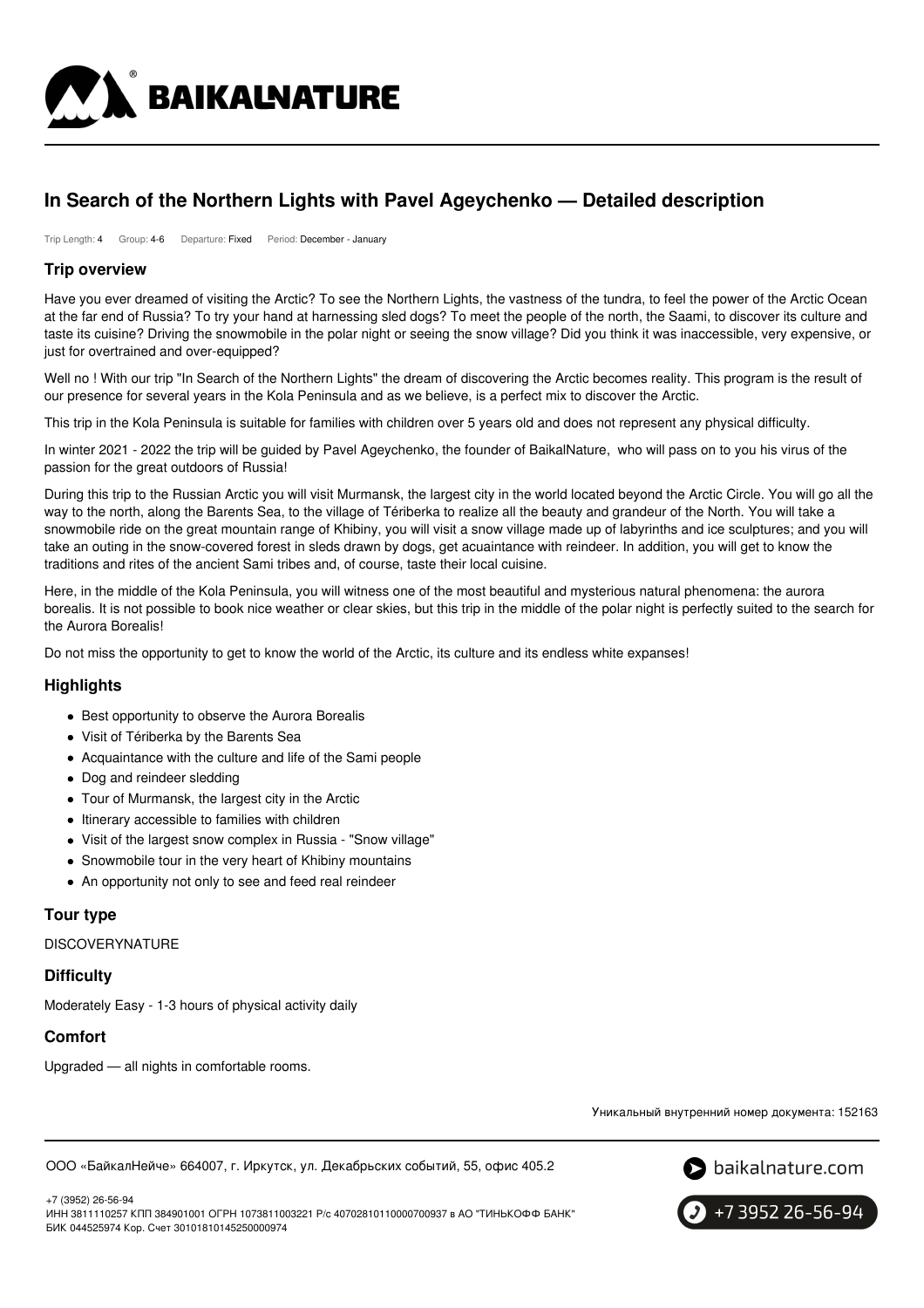# In Search of the Northern Lights with Pavel Ageychenko — Detailed description

Trip Length: 4 Group: 4-6 Departure: Fixed Period: December - January

## Trip overview

Have you ever dreamed of visiting the Arctic? To see the Northern Lights, the vastness of the tundra, to feel the power of the Arctic Ocean at the far end of Russia? To try your hand at harnessing sled dogs? To meet the people of the north, the Saami, to discover its culture and taste its cuisine? Driving the snowmobile in the polar night or seeing the snow village? Did you think it was inaccessible, very expensive, or just for overtrained and over-equipped?

Well no ! With our trip "In Search of the Northern Lights" the dream of discovering the Arctic becomes reality. This program is the result of our presence for several years in the Kola Peninsula and as we believe, is a perfect mix to discover the Arctic.

This trip in the Kola Peninsula is suitable for families with children over 5 years old and does not represent any physical difficulty.

In winter 2021 - 2022 the trip will be guided by Pavel Ageychenko, the founder of BaikalNature, who will pass on to you his virus of the passion for the great outdoors of Russia!

During this trip to the Russian Arctic you will visit Murmansk, the largest city in the world located beyond the Arctic Circle. You will go all the way to the north, along the Barents Sea, to the village of Tériberka to realize all the beauty and grandeur of the North. You will take a snowmobile ride on the great mountain range of Khibiny, you will visit a snow village made up of labyrinths and ice sculptures; and you will take an outing in the snow-covered forest in sleds drawn by dogs, get acuaintance with reindeer. In addition, you will get to know the traditions and rites of the ancient Sami tribes and, of course, taste their local cuisine.

Here, in the middle of the Kola Peninsula, you will witness one of the most beautiful and mysterious natural phenomena: the aurora borealis. It is not possible to book nice weather or clear skies, but this trip in the middle of the polar night is perfectly suited to the search for the Aurora Borealis!

Do not miss the opportunity to get to know the world of the Arctic, its culture and its endless white expanses!

## Highlights

- Best opportunity to observe the Aurora Borealis
- Visit of Tériberka by the Barents Sea
- Acquaintance with the culture and life of the Sami people
- Dog and reindeer sledding
- Tour of Murmansk, the largest city in the Arctic
- Itinerary accessible to families with children
- Visit of the largest snow complex in Russia - "Snow village"
- Snowmobile tour in the very heart of Khibiny mountains
- An opportunity not only to see and feed real reindeer

## Tour type

DISCOVERYNATURE

## Difficulty

Moderately Easy - 1-3 hours of physical activity daily

## Comfort

Upgraded — all nights in comfortable rooms.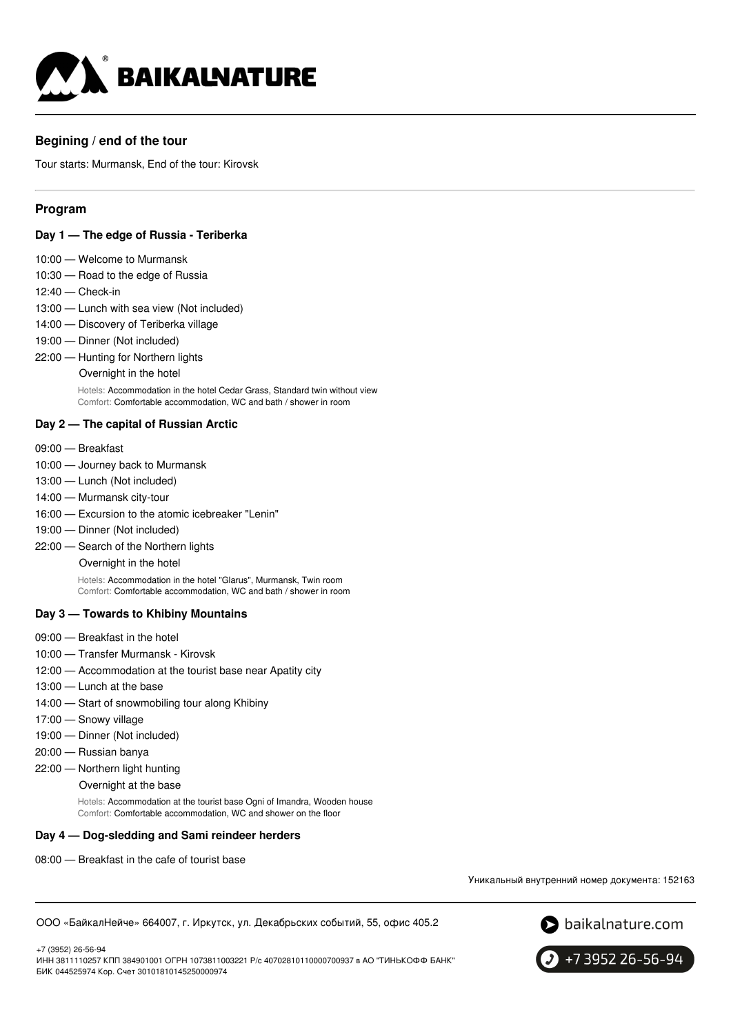## Begining / end of the tour

Tour starts: Murmansk, End of the tour: Kirovsk

## Program

### Day 1 — The edge of Russia - Teriberka

10:00 — Welcome to Murmansk
10:30 — Road to the edge of Russia
12:40 — Check-in
13:00 — Lunch with sea view (Not included)
14:00 — Discovery of Teriberka village
19:00 — Dinner (Not included)
22:00 — Hunting for Northern lights
Overnight in the hotel

Hotels: Accommodation in the hotel Cedar Grass, Standard twin without view
Comfort: Comfortable accommodation, WC and bath / shower in room

### Day 2 — The capital of Russian Arctic

09:00 — Breakfast
10:00 — Journey back to Murmansk
13:00 — Lunch (Not included)
14:00 — Murmansk city-tour
16:00 — Excursion to the atomic icebreaker "Lenin"
19:00 — Dinner (Not included)
22:00 — Search of the Northern lights
Overnight in the hotel

Hotels: Accommodation in the hotel "Glarus", Murmansk, Twin room
Comfort: Comfortable accommodation, WC and bath / shower in room

### Day 3 — Towards to Khibiny Mountains

09:00 — Breakfast in the hotel
10:00 — Transfer Murmansk - Kirovsk
12:00 — Accommodation at the tourist base near Apatity city
13:00 — Lunch at the base
14:00 — Start of snowmobiling tour along Khibiny
17:00 — Snowy village
19:00 — Dinner (Not included)
20:00 — Russian banya
22:00 — Northern light hunting
Overnight at the base

Hotels: Accommodation at the tourist base Ogni of Imandra, Wooden house
Comfort: Comfortable accommodation, WC and shower on the floor

### Day 4 — Dog-sledding and Sami reindeer herders

08:00 — Breakfast in the cafe of tourist base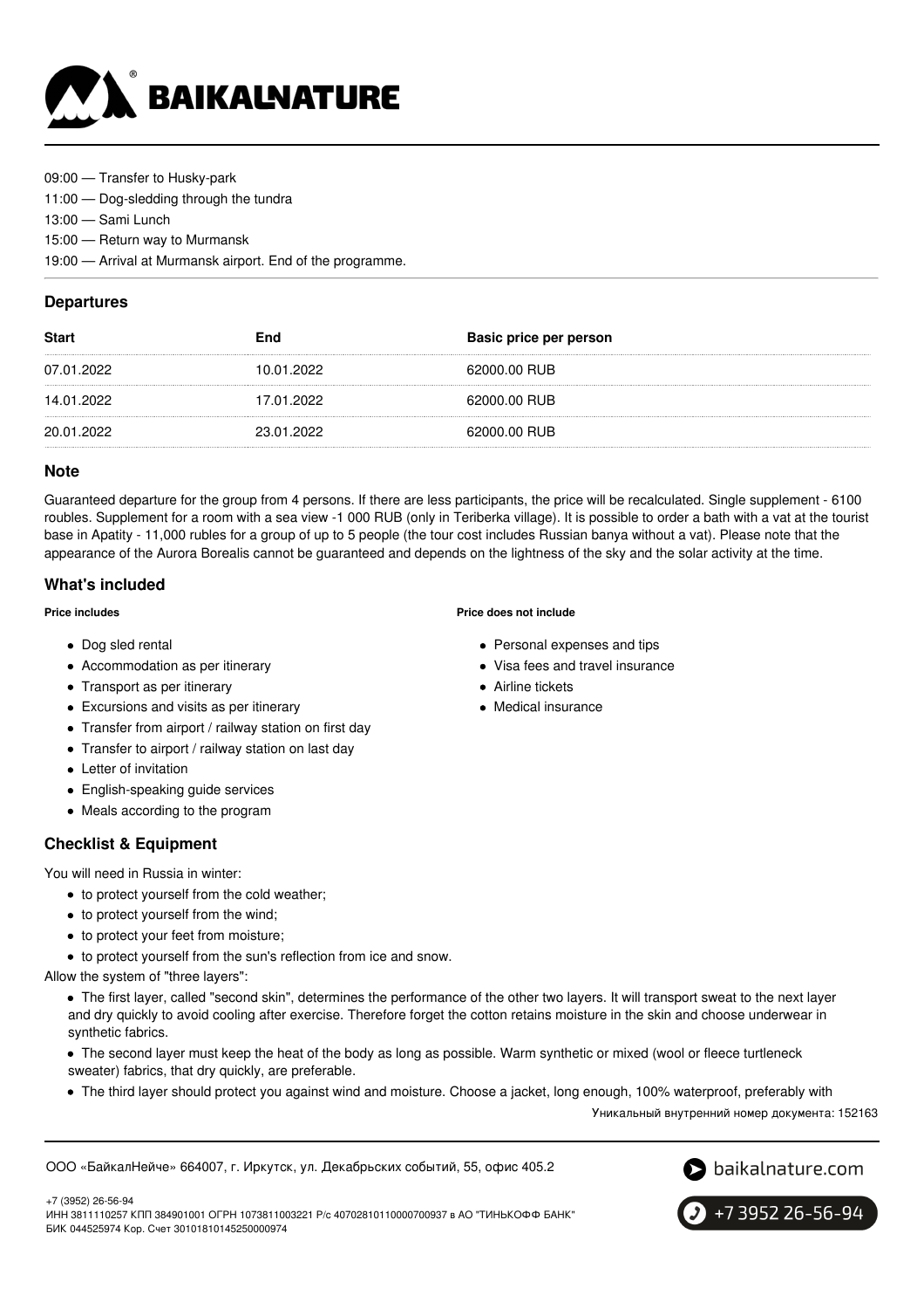09:00 — Transfer to Husky-park
11:00 — Dog-sledding through the tundra
13:00 — Sami Lunch
15:00 — Return way to Murmansk
19:00 — Arrival at Murmansk airport. End of the programme.

## Departures

| Start | End | Basic price per person |
|---|---|---|
| 07.01.2022 | 10.01.2022 | 62000.00 RUB |
| 14.01.2022 | 17.01.2022 | 62000.00 RUB |
| 20.01.2022 | 23.01.2022 | 62000.00 RUB |

## Note

Guaranteed departure for the group from 4 persons. If there are less participants, the price will be recalculated. Single supplement - 6100 roubles. Supplement for a room with a sea view -1 000 RUB (only in Teriberka village). It is possible to order a bath with a vat at the tourist base in Apatity - 11,000 rubles for a group of up to 5 people (the tour cost includes Russian banya without a vat). Please note that the appearance of the Aurora Borealis cannot be guaranteed and depends on the lightness of the sky and the solar activity at the time.

## What's included

**Price includes**

- Dog sled rental
- Accommodation as per itinerary
- Transport as per itinerary
- Excursions and visits as per itinerary
- Transfer from airport / railway station on first day
- Transfer to airport / railway station on last day
- Letter of invitation
- English-speaking guide services
- Meals according to the program

**Price does not include**

- Personal expenses and tips
- Visa fees and travel insurance
- Airline tickets
- Medical insurance

## Checklist & Equipment

You will need in Russia in winter:

- to protect yourself from the cold weather;
- to protect yourself from the wind;
- to protect your feet from moisture;
- to protect yourself from the sun's reflection from ice and snow.

Allow the system of "three layers":

- The first layer, called "second skin", determines the performance of the other two layers. It will transport sweat to the next layer and dry quickly to avoid cooling after exercise. Therefore forget the cotton retains moisture in the skin and choose underwear in synthetic fabrics.
- The second layer must keep the heat of the body as long as possible. Warm synthetic or mixed (wool or fleece turtleneck sweater) fabrics, that dry quickly, are preferable.
- The third layer should protect you against wind and moisture. Choose a jacket, long enough, 100% waterproof, preferably with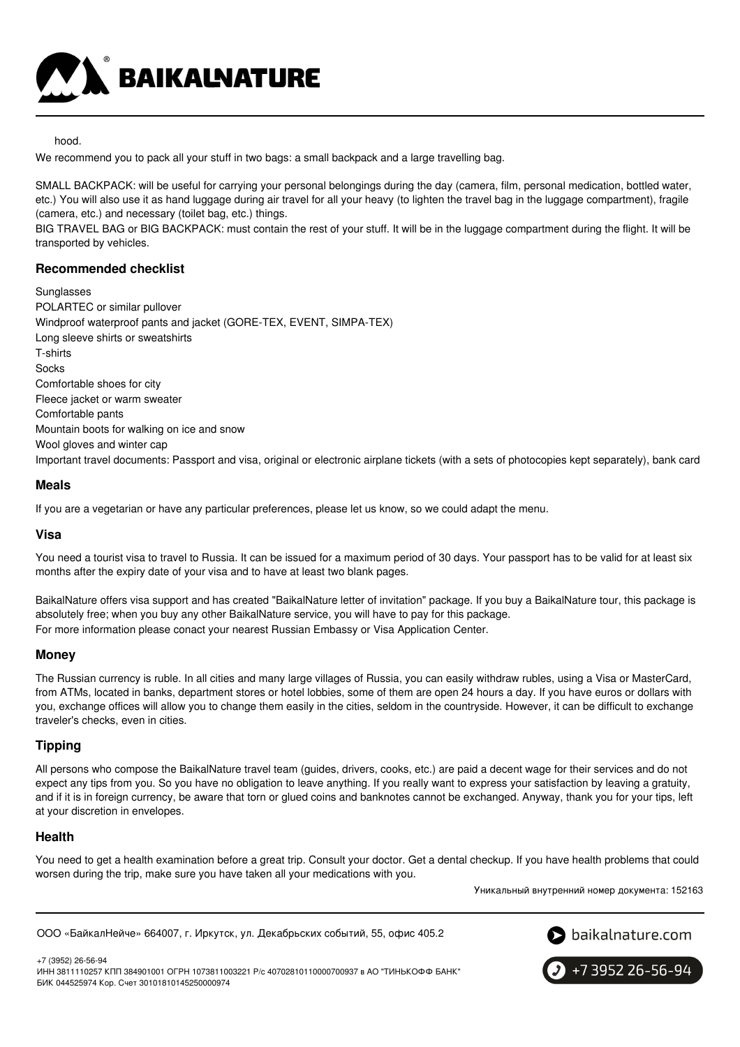hood.

We recommend you to pack all your stuff in two bags: a small backpack and a large travelling bag.

SMALL BACKPACK: will be useful for carrying your personal belongings during the day (camera, film, personal medication, bottled water, etc.) You will also use it as hand luggage during air travel for all your heavy (to lighten the travel bag in the luggage compartment), fragile (camera, etc.) and necessary (toilet bag, etc.) things.

BIG TRAVEL BAG or BIG BACKPACK: must contain the rest of your stuff. It will be in the luggage compartment during the flight. It will be transported by vehicles.

### Recommended checklist

Sunglasses
POLARTEC or similar pullover
Windproof waterproof pants and jacket (GORE-TEX, EVENT, SIMPA-TEX)
Long sleeve shirts or sweatshirts
T-shirts
Socks
Comfortable shoes for city
Fleece jacket or warm sweater
Comfortable pants
Mountain boots for walking on ice and snow
Wool gloves and winter cap
Important travel documents: Passport and visa, original or electronic airplane tickets (with a sets of photocopies kept separately), bank card

### Meals

If you are a vegetarian or have any particular preferences, please let us know, so we could adapt the menu.

### Visa

You need a tourist visa to travel to Russia. It can be issued for a maximum period of 30 days. Your passport has to be valid for at least six months after the expiry date of your visa and to have at least two blank pages.

BaikalNature offers visa support and has created "BaikalNature letter of invitation" package. If you buy a BaikalNature tour, this package is absolutely free; when you buy any other BaikalNature service, you will have to pay for this package.
For more information please conact your nearest Russian Embassy or Visa Application Center.

### Money

The Russian currency is ruble. In all cities and many large villages of Russia, you can easily withdraw rubles, using a Visa or MasterCard, from ATMs, located in banks, department stores or hotel lobbies, some of them are open 24 hours a day. If you have euros or dollars with you, exchange offices will allow you to change them easily in the cities, seldom in the countryside. However, it can be difficult to exchange traveler's checks, even in cities.

### Tipping

All persons who compose the BaikalNature travel team (guides, drivers, cooks, etc.) are paid a decent wage for their services and do not expect any tips from you. So you have no obligation to leave anything. If you really want to express your satisfaction by leaving a gratuity, and if it is in foreign currency, be aware that torn or glued coins and banknotes cannot be exchanged. Anyway, thank you for your tips, left at your discretion in envelopes.

### Health

You need to get a health examination before a great trip. Consult your doctor. Get a dental checkup. If you have health problems that could worsen during the trip, make sure you have taken all your medications with you.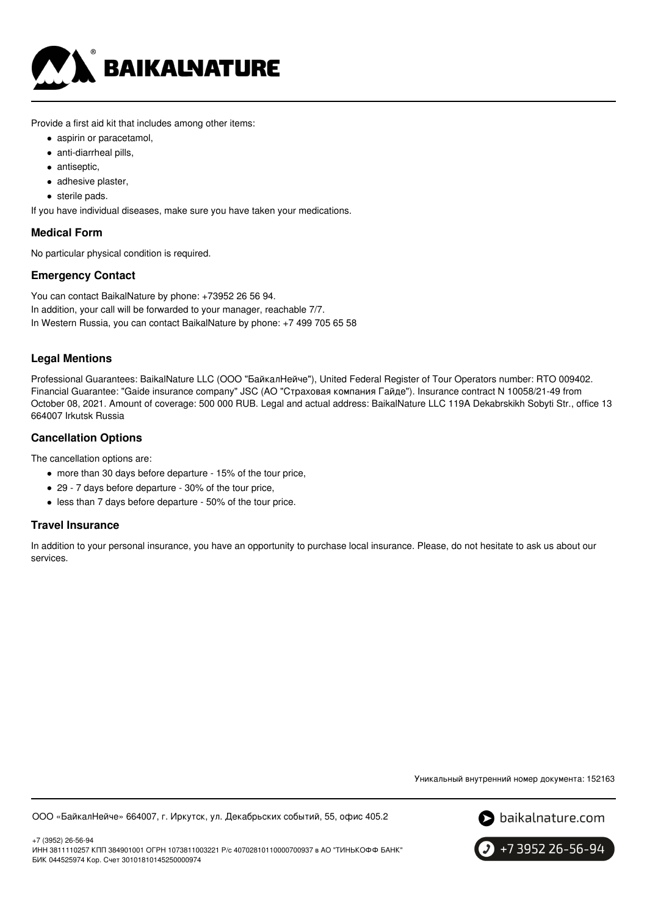Provide a first aid kit that includes among other items:

- aspirin or paracetamol,
- anti-diarrheal pills,
- antiseptic,
- adhesive plaster,
- sterile pads.

If you have individual diseases, make sure you have taken your medications.

### Medical Form

No particular physical condition is required.

### Emergency Contact

You can contact BaikalNature by phone: +73952 26 56 94.
In addition, your call will be forwarded to your manager, reachable 7/7.
In Western Russia, you can contact BaikalNature by phone: +7 499 705 65 58

### Legal Mentions

Professional Guarantees: BaikalNature LLC (ООО "БайкалНейче"), United Federal Register of Tour Operators number: RTO 009402. Financial Guarantee: "Gaide insurance company" JSC (АО "Страховая компания Гайде"). Insurance contract N 10058/21-49 from October 08, 2021. Amount of coverage: 500 000 RUB. Legal and actual address: BaikalNature LLC 119A Dekabrskikh Sobyti Str., office 13 664007 Irkutsk Russia

### Cancellation Options

The cancellation options are:

- more than 30 days before departure - 15% of the tour price,
- 29 - 7 days before departure - 30% of the tour price,
- less than 7 days before departure - 50% of the tour price.

### Travel Insurance

In addition to your personal insurance, you have an opportunity to purchase local insurance. Please, do not hesitate to ask us about our services.

Уникальный внутренний номер документа: 152163